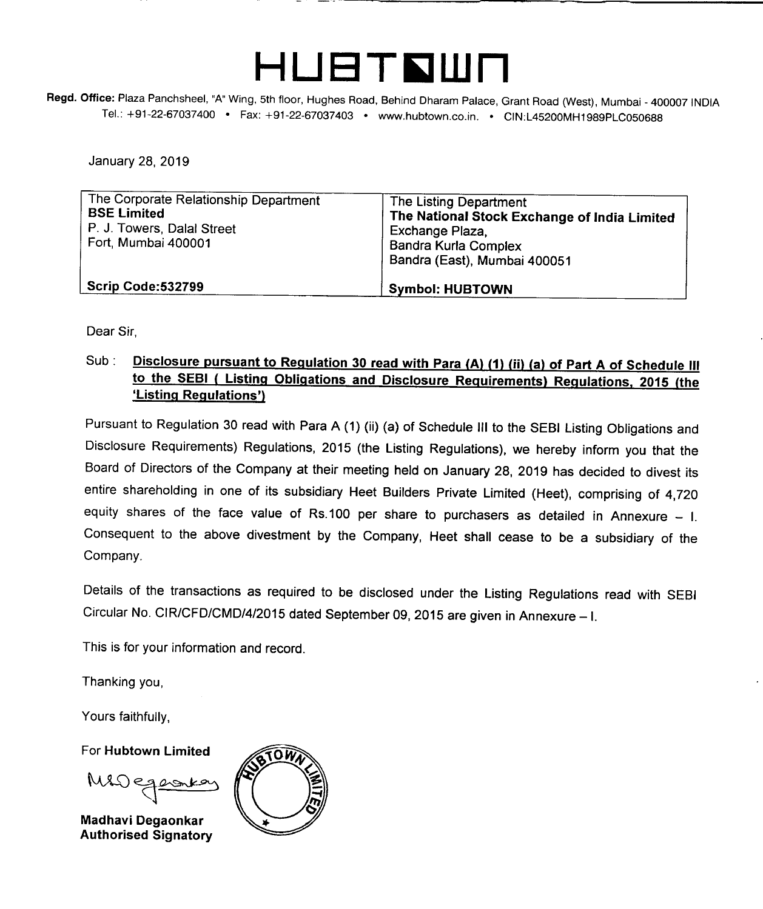# HUBTOWN

**Regd. Office:** Plaza Panchsheel, "A" Wing, 5th floor, Hughes Road, Behind Dharam Palace, Grant Road (West), Mumbai - 400007 INDIA
Tel.: +91-22-67037400 • Fax: +91-22-67037403 • www.hubtown.co.in. • CIN:L45200MH1989PLC050688

January 28, 2019

| The Corporate Relationship Department<br>**BSE Limited**<br>P. J. Towers, Dalal Street<br>Fort, Mumbai 400001 | The Listing Department<br>**The National Stock Exchange of India Limited**<br>Exchange Plaza,<br>Bandra Kurla Complex<br>Bandra (East), Mumbai 400051 |
|---|---|
| **Scrip Code:532799** | **Symbol: HUBTOWN** |

Dear Sir,

Sub : **Disclosure pursuant to Regulation 30 read with Para (A) (1) (ii) (a) of Part A of Schedule III to the SEBI ( Listing Obligations and Disclosure Requirements) Regulations, 2015 (the 'Listing Regulations')**

Pursuant to Regulation 30 read with Para A (1) (ii) (a) of Schedule III to the SEBI Listing Obligations and Disclosure Requirements) Regulations, 2015 (the Listing Regulations), we hereby inform you that the Board of Directors of the Company at their meeting held on January 28, 2019 has decided to divest its entire shareholding in one of its subsidiary Heet Builders Private Limited (Heet), comprising of 4,720 equity shares of the face value of Rs.100 per share to purchasers as detailed in Annexure – I. Consequent to the above divestment by the Company, Heet shall cease to be a subsidiary of the Company.

Details of the transactions as required to be disclosed under the Listing Regulations read with SEBI Circular No. CIR/CFD/CMD/4/2015 dated September 09, 2015 are given in Annexure – I.

This is for your information and record.

Thanking you,

Yours faithfully,

For **Hubtown Limited**

**Madhavi Degaonkar**
**Authorised Signatory**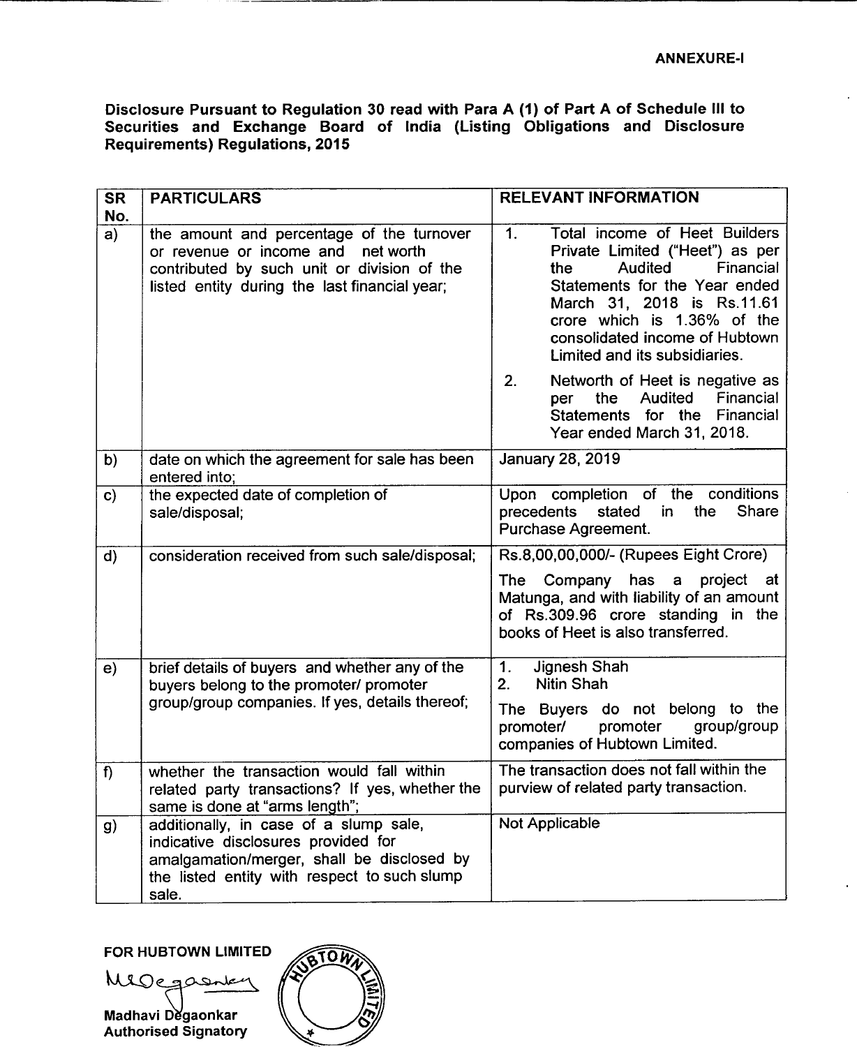**ANNEXURE-I**

**Disclosure Pursuant to Regulation 30 read with Para A (1) of Part A of Schedule III to Securities and Exchange Board of India (Listing Obligations and Disclosure Requirements) Regulations, 2015**

| SR No. | PARTICULARS | RELEVANT INFORMATION |
|---|---|---|
| a) | the amount and percentage of the turnover or revenue or income and net worth contributed by such unit or division of the listed entity during the last financial year; | 1. Total income of Heet Builders Private Limited ("Heet") as per the Audited Financial Statements for the Year ended March 31, 2018 is Rs.11.61 crore which is 1.36% of the consolidated income of Hubtown Limited and its subsidiaries.<br>2. Networth of Heet is negative as per the Audited Financial Statements for the Financial Year ended March 31, 2018. |
| b) | date on which the agreement for sale has been entered into; | January 28, 2019 |
| c) | the expected date of completion of sale/disposal; | Upon completion of the conditions precedents stated in the Share Purchase Agreement. |
| d) | consideration received from such sale/disposal; | Rs.8,00,00,000/- (Rupees Eight Crore)<br>The Company has a project at Matunga, and with liability of an amount of Rs.309.96 crore standing in the books of Heet is also transferred. |
| e) | brief details of buyers and whether any of the buyers belong to the promoter/ promoter group/group companies. If yes, details thereof; | 1. Jignesh Shah<br>2. Nitin Shah<br>The Buyers do not belong to the promoter/ promoter group/group companies of Hubtown Limited. |
| f) | whether the transaction would fall within related party transactions? If yes, whether the same is done at "arms length"; | The transaction does not fall within the purview of related party transaction. |
| g) | additionally, in case of a slump sale, indicative disclosures provided for amalgamation/merger, shall be disclosed by the listed entity with respect to such slump sale. | Not Applicable |

**FOR HUBTOWN LIMITED**

**Madhavi Degaonkar**
**Authorised Signatory**